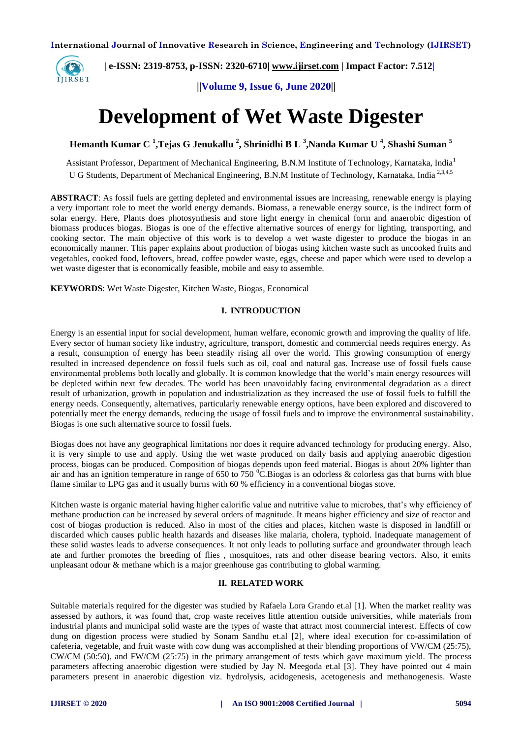# Development of Wet Waste Digester

**Hemanth Kumar C [1], Tejas G Jenukallu [2], Shrinidhi B L [3], Nanda Kumar U [4], Shashi Suman [5]**

Assistant Professor, Department of Mechanical Engineering, B.N.M Institute of Technology, Karnataka, India[1]

U G Students, Department of Mechanical Engineering, B.N.M Institute of Technology, Karnataka, India [2,3,4,5]

**ABSTRACT**: As fossil fuels are getting depleted and environmental issues are increasing, renewable energy is playing a very important role to meet the world energy demands. Biomass, a renewable energy source, is the indirect form of solar energy. Here, Plants does photosynthesis and store light energy in chemical form and anaerobic digestion of biomass produces biogas. Biogas is one of the effective alternative sources of energy for lighting, transporting, and cooking sector. The main objective of this work is to develop a wet waste digester to produce the biogas in an economically manner. This paper explains about production of biogas using kitchen waste such as uncooked fruits and vegetables, cooked food, leftovers, bread, coffee powder waste, eggs, cheese and paper which were used to develop a wet waste digester that is economically feasible, mobile and easy to assemble.

**KEYWORDS**: Wet Waste Digester, Kitchen Waste, Biogas, Economical

## I. INTRODUCTION

Energy is an essential input for social development, human welfare, economic growth and improving the quality of life. Every sector of human society like industry, agriculture, transport, domestic and commercial needs requires energy. As a result, consumption of energy has been steadily rising all over the world. This growing consumption of energy resulted in increased dependence on fossil fuels such as oil, coal and natural gas. Increase use of fossil fuels cause environmental problems both locally and globally. It is common knowledge that the world's main energy resources will be depleted within next few decades. The world has been unavoidably facing environmental degradation as a direct result of urbanization, growth in population and industrialization as they increased the use of fossil fuels to fulfill the energy needs. Consequently, alternatives, particularly renewable energy options, have been explored and discovered to potentially meet the energy demands, reducing the usage of fossil fuels and to improve the environmental sustainability. Biogas is one such alternative source to fossil fuels.

Biogas does not have any geographical limitations nor does it require advanced technology for producing energy. Also, it is very simple to use and apply. Using the wet waste produced on daily basis and applying anaerobic digestion process, biogas can be produced. Composition of biogas depends upon feed material. Biogas is about 20% lighter than air and has an ignition temperature in range of 650 to 750 $^0$C.Biogas is an odorless & colorless gas that burns with blue flame similar to LPG gas and it usually burns with 60 % efficiency in a conventional biogas stove.

Kitchen waste is organic material having higher calorific value and nutritive value to microbes, that's why efficiency of methane production can be increased by several orders of magnitude. It means higher efficiency and size of reactor and cost of biogas production is reduced. Also in most of the cities and places, kitchen waste is disposed in landfill or discarded which causes public health hazards and diseases like malaria, cholera, typhoid. Inadequate management of these solid wastes leads to adverse consequences. It not only leads to polluting surface and groundwater through leach ate and further promotes the breeding of flies , mosquitoes, rats and other disease bearing vectors. Also, it emits unpleasant odour & methane which is a major greenhouse gas contributing to global warming.

## II. RELATED WORK

Suitable materials required for the digester was studied by Rafaela Lora Grando et.al [1]. When the market reality was assessed by authors, it was found that, crop waste receives little attention outside universities, while materials from industrial plants and municipal solid waste are the types of waste that attract most commercial interest. Effects of cow dung on digestion process were studied by Sonam Sandhu et.al [2], where ideal execution for co-assimilation of cafeteria, vegetable, and fruit waste with cow dung was accomplished at their blending proportions of VW/CM (25:75), CW/CM (50:50), and FW/CM (25:75) in the primary arrangement of tests which gave maximum yield. The process parameters affecting anaerobic digestion were studied by Jay N. Meegoda et.al [3]. They have pointed out 4 main parameters present in anaerobic digestion viz. hydrolysis, acidogenesis, acetogenesis and methanogenesis. Waste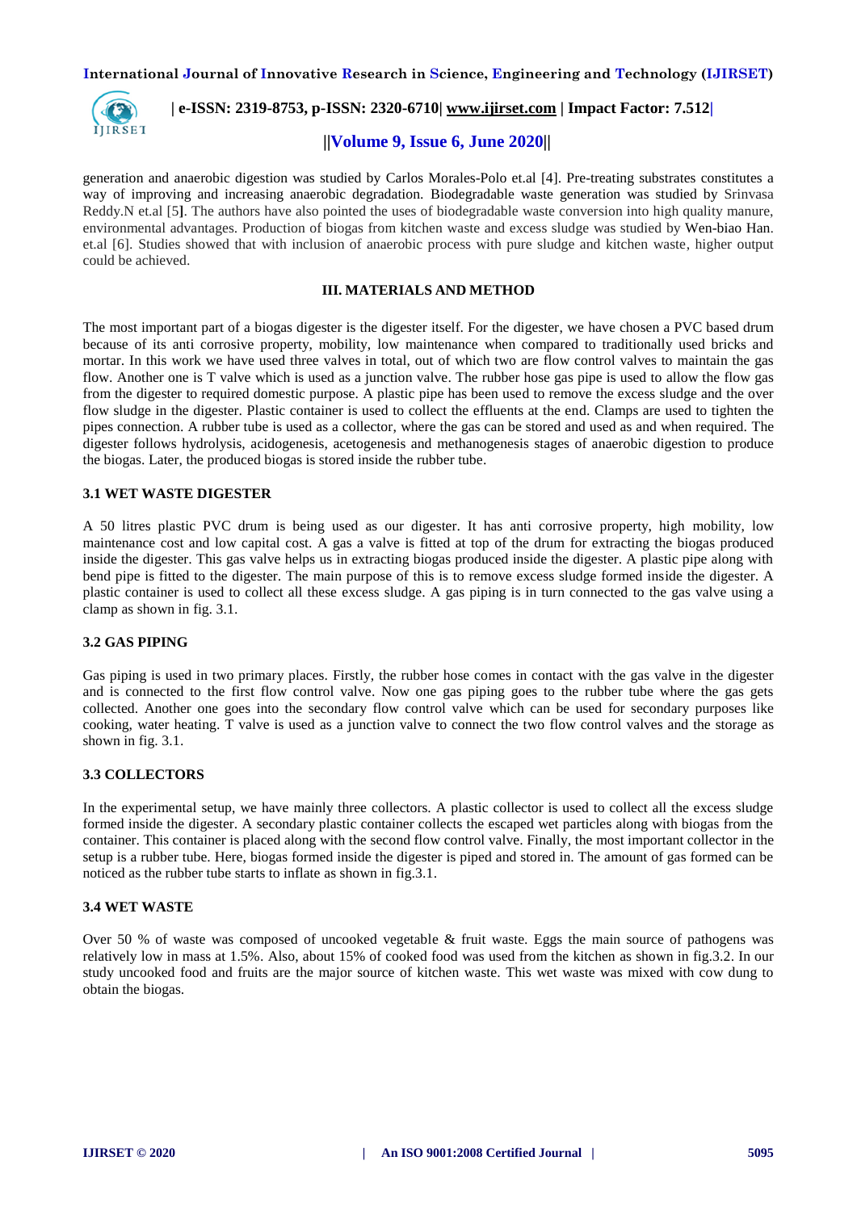generation and anaerobic digestion was studied by Carlos Morales-Polo et.al [4]. Pre-treating substrates constitutes a way of improving and increasing anaerobic degradation. Biodegradable waste generation was studied by Srinvasa Reddy.N et.al [5]. The authors have also pointed the uses of biodegradable waste conversion into high quality manure, environmental advantages. Production of biogas from kitchen waste and excess sludge was studied by Wen-biao Han. et.al [6]. Studies showed that with inclusion of anaerobic process with pure sludge and kitchen waste, higher output could be achieved.

## III. MATERIALS AND METHOD

The most important part of a biogas digester is the digester itself. For the digester, we have chosen a PVC based drum because of its anti corrosive property, mobility, low maintenance when compared to traditionally used bricks and mortar. In this work we have used three valves in total, out of which two are flow control valves to maintain the gas flow. Another one is T valve which is used as a junction valve. The rubber hose gas pipe is used to allow the flow gas from the digester to required domestic purpose. A plastic pipe has been used to remove the excess sludge and the over flow sludge in the digester. Plastic container is used to collect the effluents at the end. Clamps are used to tighten the pipes connection. A rubber tube is used as a collector, where the gas can be stored and used as and when required. The digester follows hydrolysis, acidogenesis, acetogenesis and methanogenesis stages of anaerobic digestion to produce the biogas. Later, the produced biogas is stored inside the rubber tube.

### 3.1 WET WASTE DIGESTER

A 50 litres plastic PVC drum is being used as our digester. It has anti corrosive property, high mobility, low maintenance cost and low capital cost. A gas a valve is fitted at top of the drum for extracting the biogas produced inside the digester. This gas valve helps us in extracting biogas produced inside the digester. A plastic pipe along with bend pipe is fitted to the digester. The main purpose of this is to remove excess sludge formed inside the digester. A plastic container is used to collect all these excess sludge. A gas piping is in turn connected to the gas valve using a clamp as shown in fig. 3.1.

### 3.2 GAS PIPING

Gas piping is used in two primary places. Firstly, the rubber hose comes in contact with the gas valve in the digester and is connected to the first flow control valve. Now one gas piping goes to the rubber tube where the gas gets collected. Another one goes into the secondary flow control valve which can be used for secondary purposes like cooking, water heating. T valve is used as a junction valve to connect the two flow control valves and the storage as shown in fig. 3.1.

### 3.3 COLLECTORS

In the experimental setup, we have mainly three collectors. A plastic collector is used to collect all the excess sludge formed inside the digester. A secondary plastic container collects the escaped wet particles along with biogas from the container. This container is placed along with the second flow control valve. Finally, the most important collector in the setup is a rubber tube. Here, biogas formed inside the digester is piped and stored in. The amount of gas formed can be noticed as the rubber tube starts to inflate as shown in fig.3.1.

### 3.4 WET WASTE

Over 50 % of waste was composed of uncooked vegetable & fruit waste. Eggs the main source of pathogens was relatively low in mass at 1.5%. Also, about 15% of cooked food was used from the kitchen as shown in fig.3.2. In our study uncooked food and fruits are the major source of kitchen waste. This wet waste was mixed with cow dung to obtain the biogas.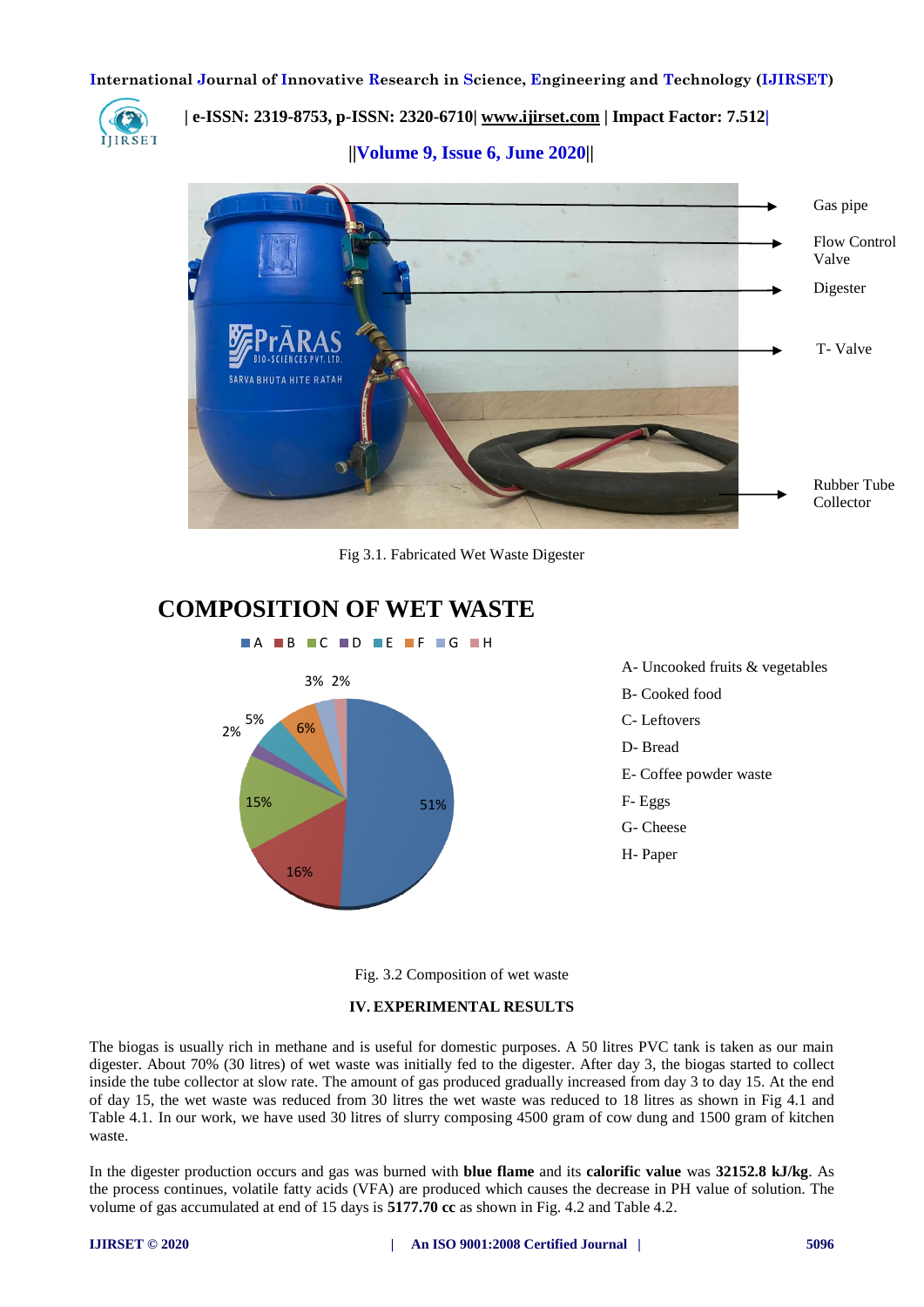Fig 3.1. Fabricated Wet Waste Digester

Fig. 3.2 Composition of wet waste

## IV. EXPERIMENTAL RESULTS

The biogas is usually rich in methane and is useful for domestic purposes. A 50 litres PVC tank is taken as our main digester. About 70% (30 litres) of wet waste was initially fed to the digester. After day 3, the biogas started to collect inside the tube collector at slow rate. The amount of gas produced gradually increased from day 3 to day 15. At the end of day 15, the wet waste was reduced from 30 litres the wet waste was reduced to 18 litres as shown in Fig 4.1 and Table 4.1. In our work, we have used 30 litres of slurry composing 4500 gram of cow dung and 1500 gram of kitchen waste.

In the digester production occurs and gas was burned with **blue flame** and its **calorific value** was **32152.8 kJ/kg**. As the process continues, volatile fatty acids (VFA) are produced which causes the decrease in PH value of solution. The volume of gas accumulated at end of 15 days is **5177.70 cc** as shown in Fig. 4.2 and Table 4.2.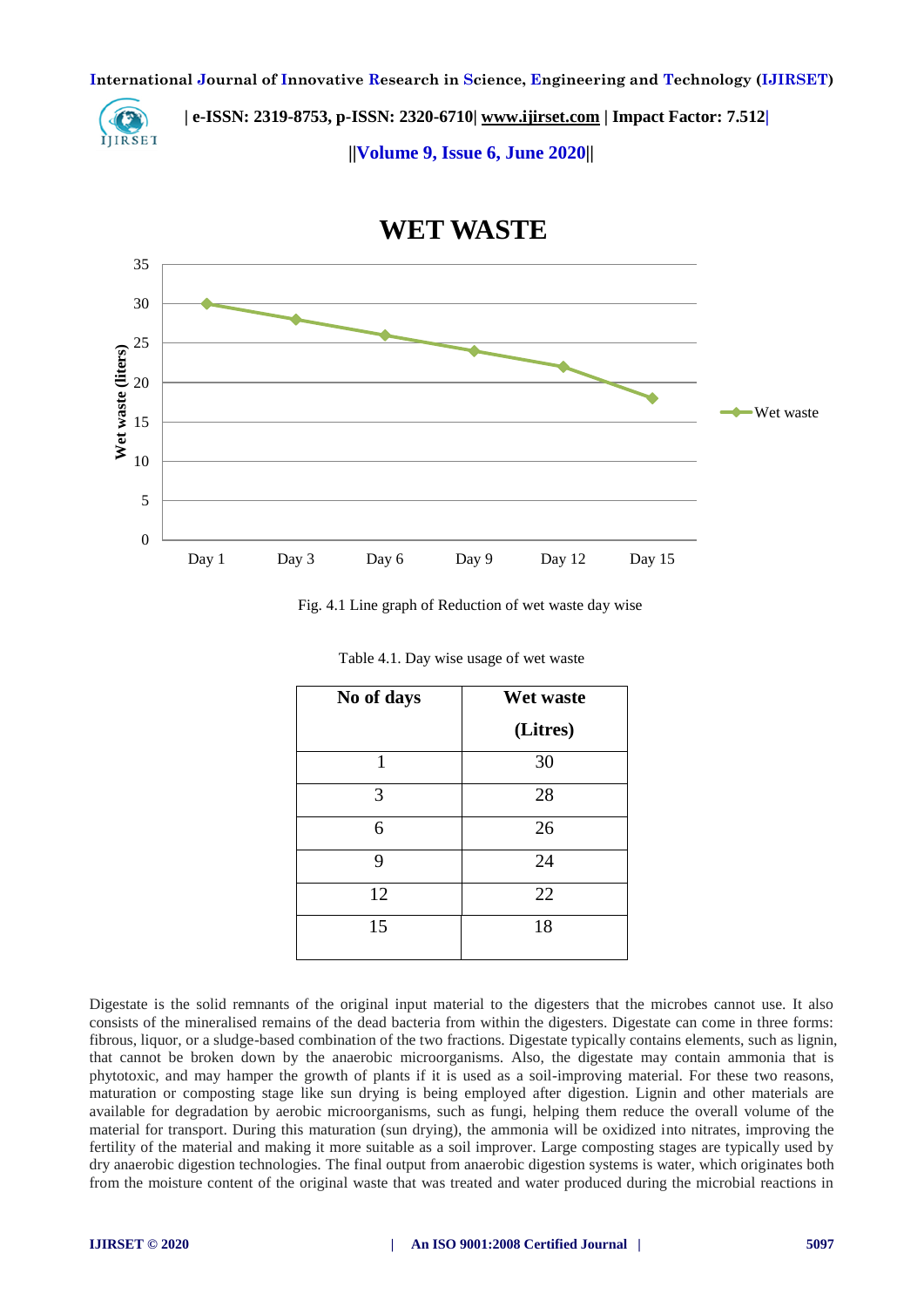Fig. 4.1 Line graph of Reduction of wet waste day wise

Table 4.1. Day wise usage of wet waste

| No of days | Wet waste (Litres) |
|---|---|
| 1 | 30 |
| 3 | 28 |
| 6 | 26 |
| 9 | 24 |
| 12 | 22 |
| 15 | 18 |

Digestate is the solid remnants of the original input material to the digesters that the microbes cannot use. It also consists of the mineralised remains of the dead bacteria from within the digesters. Digestate can come in three forms: fibrous, liquor, or a sludge-based combination of the two fractions. Digestate typically contains elements, such as lignin, that cannot be broken down by the anaerobic microorganisms. Also, the digestate may contain ammonia that is phytotoxic, and may hamper the growth of plants if it is used as a soil-improving material. For these two reasons, maturation or composting stage like sun drying is being employed after digestion. Lignin and other materials are available for degradation by aerobic microorganisms, such as fungi, helping them reduce the overall volume of the material for transport. During this maturation (sun drying), the ammonia will be oxidized into nitrates, improving the fertility of the material and making it more suitable as a soil improver. Large composting stages are typically used by dry anaerobic digestion technologies. The final output from anaerobic digestion systems is water, which originates both from the moisture content of the original waste that was treated and water produced during the microbial reactions in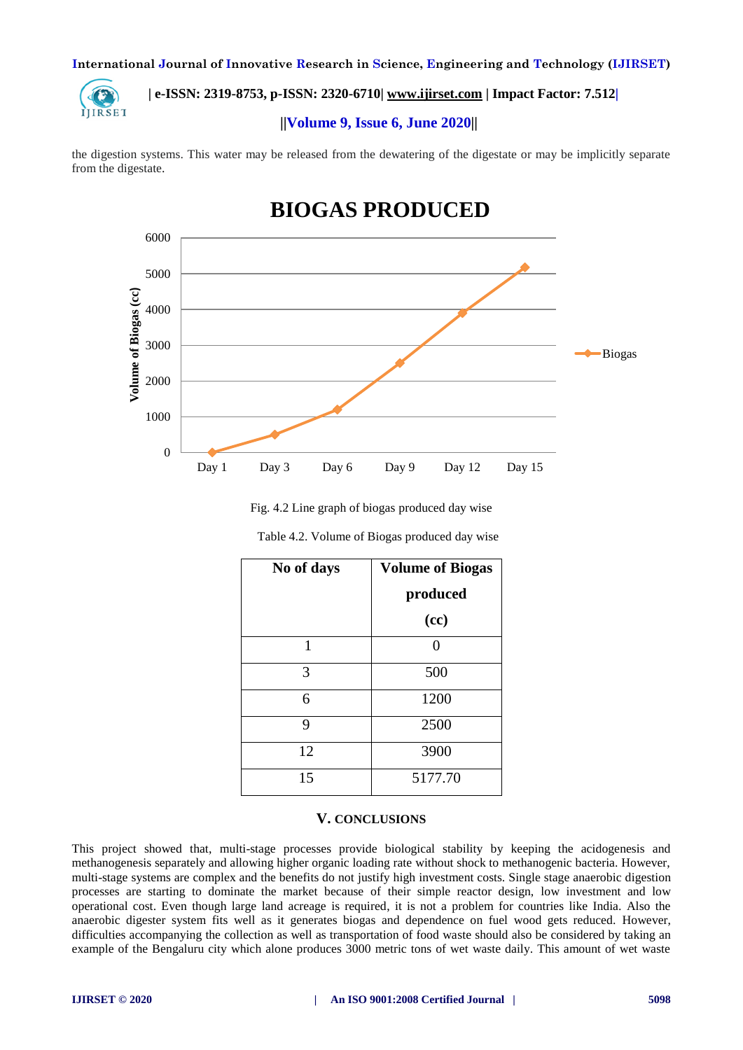the digestion systems. This water may be released from the dewatering of the digestate or may be implicitly separate from the digestate.

Fig. 4.2 Line graph of biogas produced day wise

Table 4.2. Volume of Biogas produced day wise

| No of days | Volume of Biogas produced (cc) |
|---|---|
| 1 | 0 |
| 3 | 500 |
| 6 | 1200 |
| 9 | 2500 |
| 12 | 3900 |
| 15 | 5177.70 |

## V. CONCLUSIONS

This project showed that, multi-stage processes provide biological stability by keeping the acidogenesis and methanogenesis separately and allowing higher organic loading rate without shock to methanogenic bacteria. However, multi-stage systems are complex and the benefits do not justify high investment costs. Single stage anaerobic digestion processes are starting to dominate the market because of their simple reactor design, low investment and low operational cost. Even though large land acreage is required, it is not a problem for countries like India. Also the anaerobic digester system fits well as it generates biogas and dependence on fuel wood gets reduced. However, difficulties accompanying the collection as well as transportation of food waste should also be considered by taking an example of the Bengaluru city which alone produces 3000 metric tons of wet waste daily. This amount of wet waste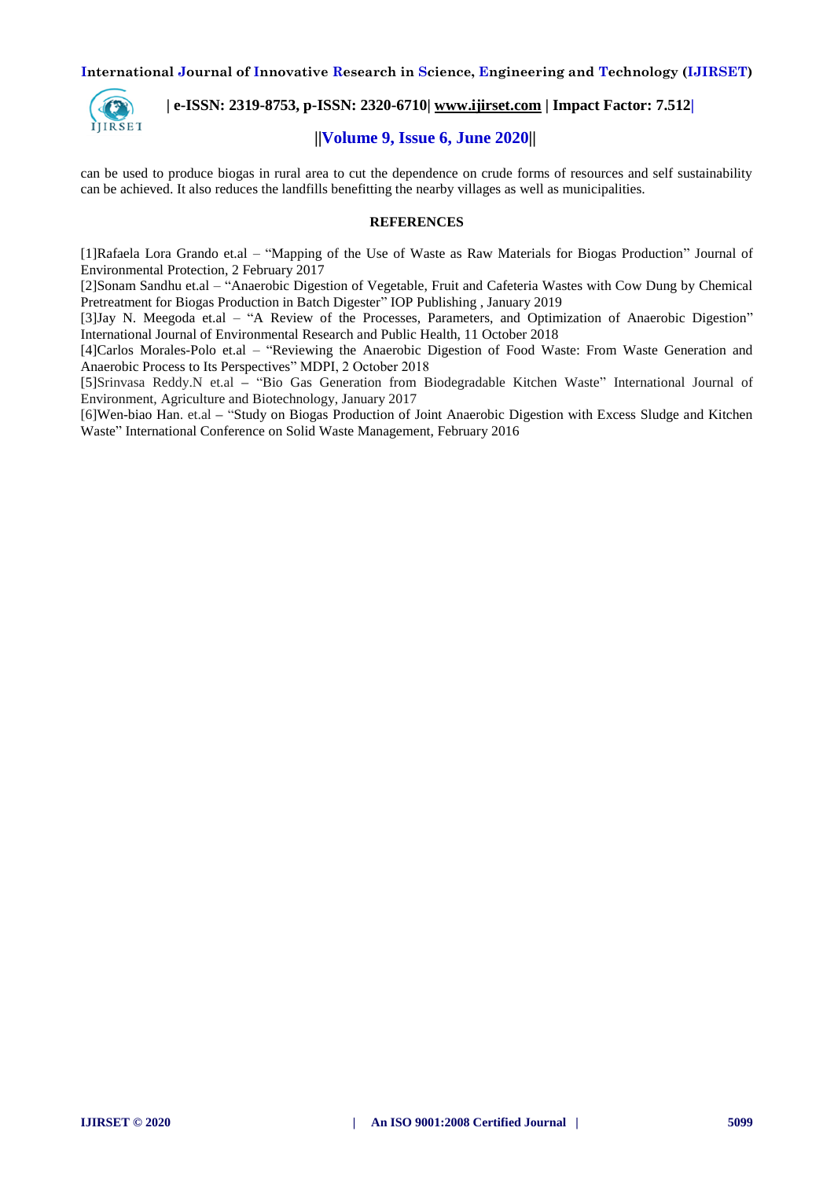can be used to produce biogas in rural area to cut the dependence on crude forms of resources and self sustainability can be achieved. It also reduces the landfills benefitting the nearby villages as well as municipalities.

## REFERENCES

[1]Rafaela Lora Grando et.al – "Mapping of the Use of Waste as Raw Materials for Biogas Production" Journal of Environmental Protection, 2 February 2017

[2]Sonam Sandhu et.al – "Anaerobic Digestion of Vegetable, Fruit and Cafeteria Wastes with Cow Dung by Chemical Pretreatment for Biogas Production in Batch Digester" IOP Publishing , January 2019

[3]Jay N. Meegoda et.al – "A Review of the Processes, Parameters, and Optimization of Anaerobic Digestion" International Journal of Environmental Research and Public Health, 11 October 2018

[4]Carlos Morales-Polo et.al – "Reviewing the Anaerobic Digestion of Food Waste: From Waste Generation and Anaerobic Process to Its Perspectives" MDPI, 2 October 2018

[5]Srinvasa Reddy.N et.al – "Bio Gas Generation from Biodegradable Kitchen Waste" International Journal of Environment, Agriculture and Biotechnology, January 2017

[6]Wen-biao Han. et.al – "Study on Biogas Production of Joint Anaerobic Digestion with Excess Sludge and Kitchen Waste" International Conference on Solid Waste Management, February 2016